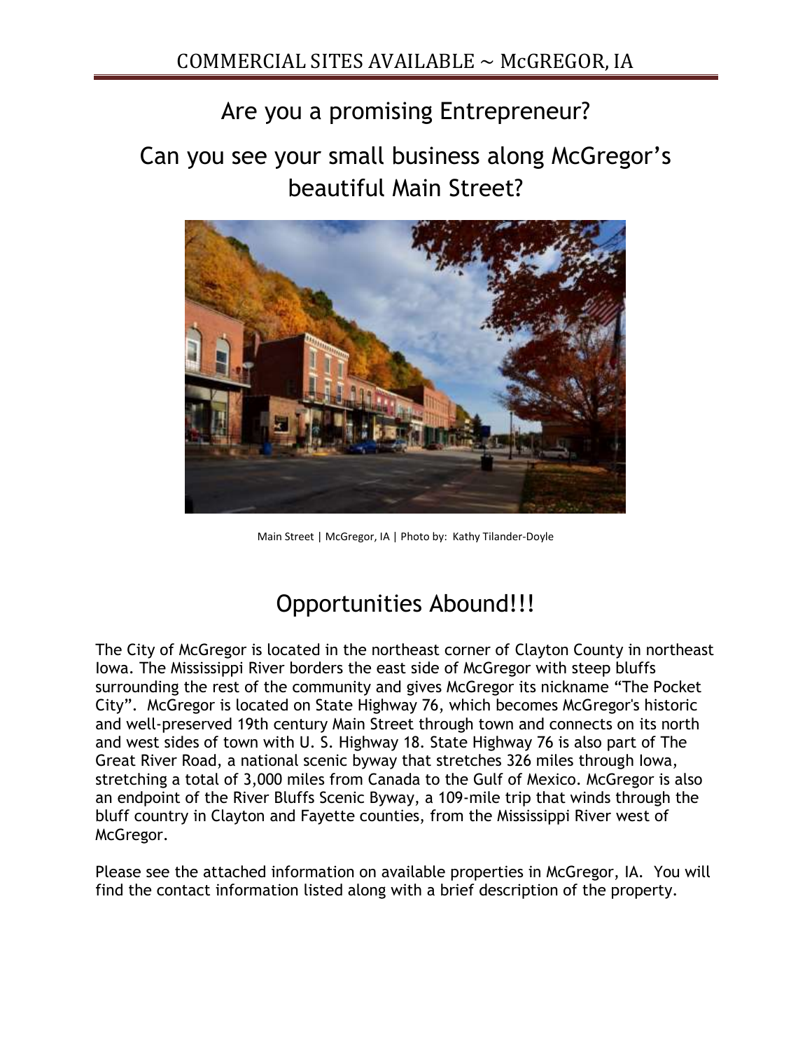# COMMERCIAL SITES AVAILABLE ~ McGREGOR, IA

## Are you a promising Entrepreneur?

## Can you see your small business along McGregor's beautiful Main Street?

Main Street | McGregor, IA | Photo by: Kathy Tilander-Doyle

## Opportunities Abound!!!

The City of McGregor is located in the northeast corner of Clayton County in northeast Iowa. The Mississippi River borders the east side of McGregor with steep bluffs surrounding the rest of the community and gives McGregor its nickname "The Pocket City". McGregor is located on State Highway 76, which becomes McGregor's historic and well-preserved 19th century Main Street through town and connects on its north and west sides of town with U. S. Highway 18. State Highway 76 is also part of The Great River Road, a national scenic byway that stretches 326 miles through Iowa, stretching a total of 3,000 miles from Canada to the Gulf of Mexico. McGregor is also an endpoint of the River Bluffs Scenic Byway, a 109-mile trip that winds through the bluff country in Clayton and Fayette counties, from the Mississippi River west of McGregor.

Please see the attached information on available properties in McGregor, IA. You will find the contact information listed along with a brief description of the property.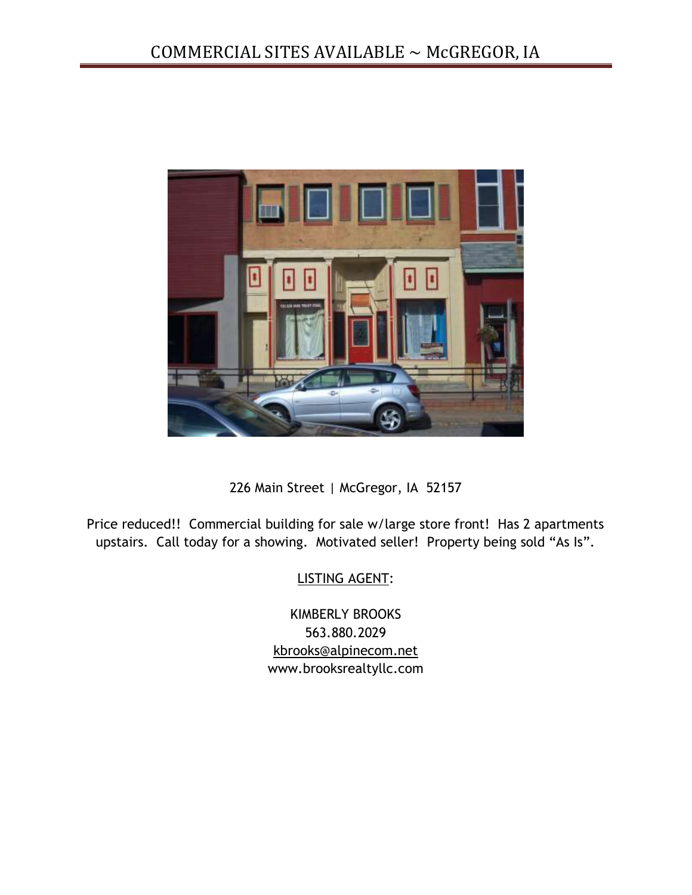# COMMERCIAL SITES AVAILABLE ~ McGREGOR, IA

226 Main Street | McGregor, IA 52157

Price reduced!! Commercial building for sale w/large store front! Has 2 apartments upstairs. Call today for a showing. Motivated seller! Property being sold "As Is".

LISTING AGENT:

KIMBERLY BROOKS
563.880.2029
kbrooks@alpinecom.net
www.brooksrealtyllc.com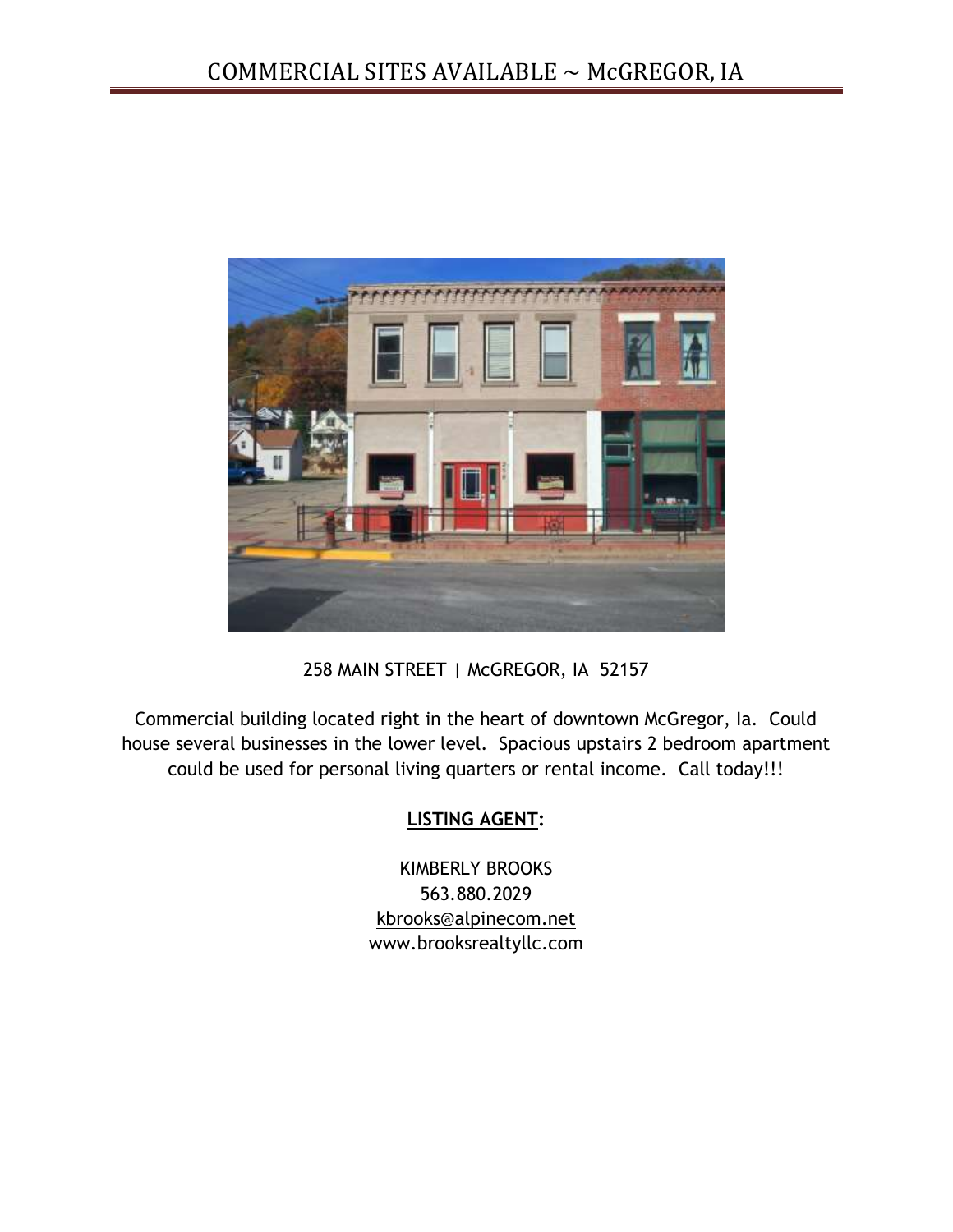# COMMERCIAL SITES AVAILABLE ~ McGREGOR, IA

258 MAIN STREET | McGREGOR, IA 52157

Commercial building located right in the heart of downtown McGregor, Ia. Could house several businesses in the lower level. Spacious upstairs 2 bedroom apartment could be used for personal living quarters or rental income. Call today!!!

**LISTING AGENT:**

KIMBERLY BROOKS
563.880.2029
kbrooks@alpinecom.net
www.brooksrealtyllc.com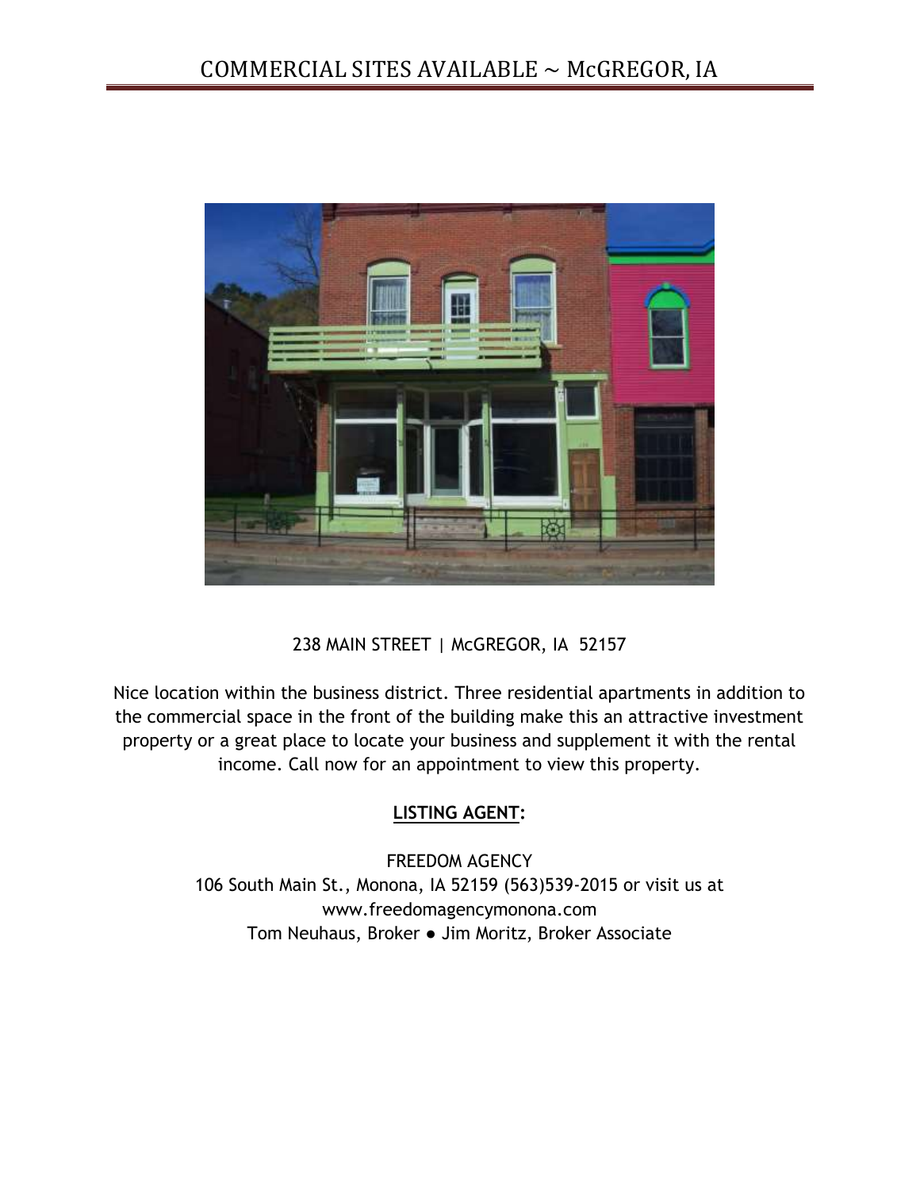# COMMERCIAL SITES AVAILABLE ~ McGREGOR, IA

238 MAIN STREET | McGREGOR, IA 52157

Nice location within the business district. Three residential apartments in addition to the commercial space in the front of the building make this an attractive investment property or a great place to locate your business and supplement it with the rental income. Call now for an appointment to view this property.

**LISTING AGENT:**

FREEDOM AGENCY
106 South Main St., Monona, IA 52159 (563)539-2015 or visit us at
www.freedomagencymonona.com
Tom Neuhaus, Broker ● Jim Moritz, Broker Associate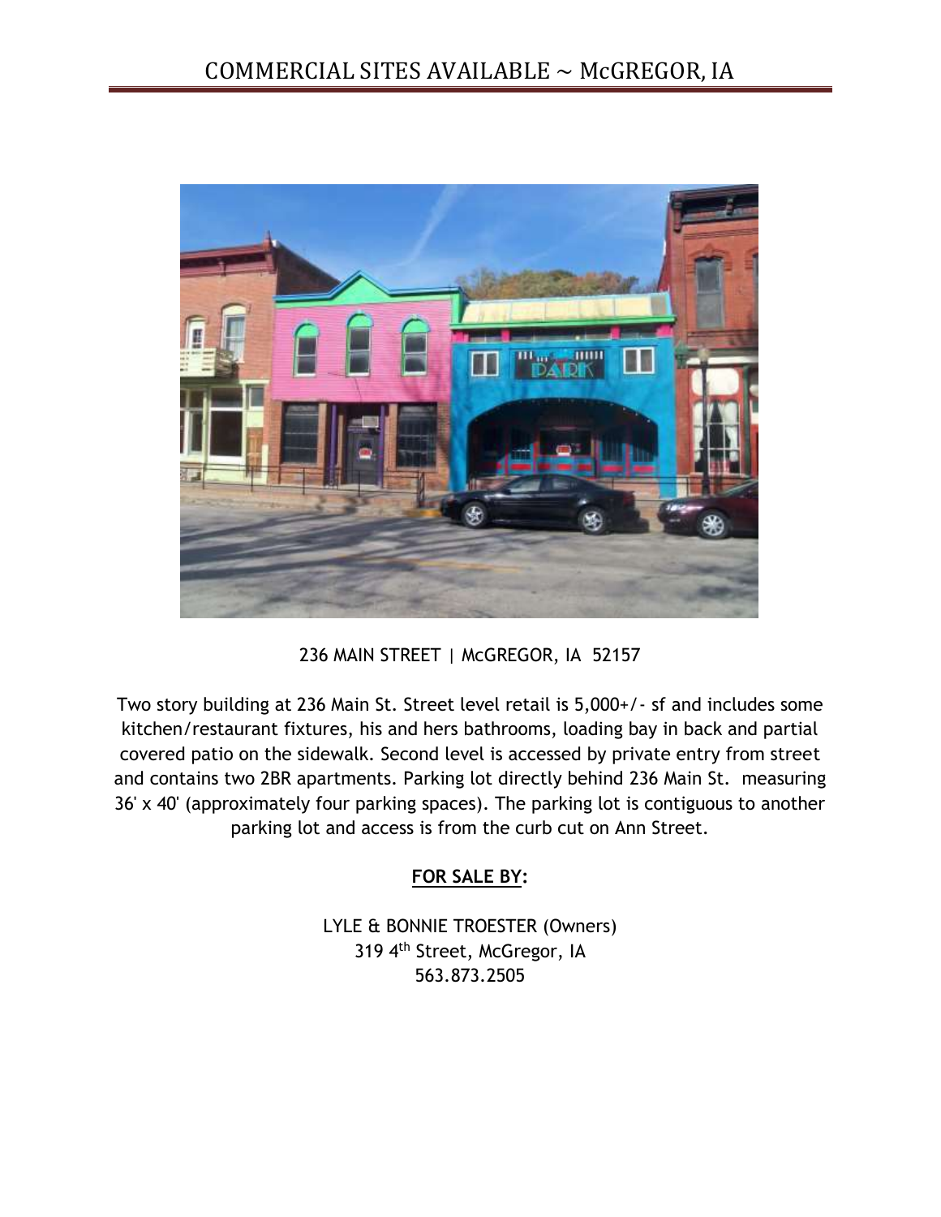# COMMERCIAL SITES AVAILABLE ~ McGREGOR, IA

236 MAIN STREET | McGREGOR, IA 52157

Two story building at 236 Main St. Street level retail is 5,000+/- sf and includes some kitchen/restaurant fixtures, his and hers bathrooms, loading bay in back and partial covered patio on the sidewalk. Second level is accessed by private entry from street and contains two 2BR apartments. Parking lot directly behind 236 Main St. measuring 36' x 40' (approximately four parking spaces). The parking lot is contiguous to another parking lot and access is from the curb cut on Ann Street.

**FOR SALE BY:**

LYLE & BONNIE TROESTER (Owners)
319 4th Street, McGregor, IA
563.873.2505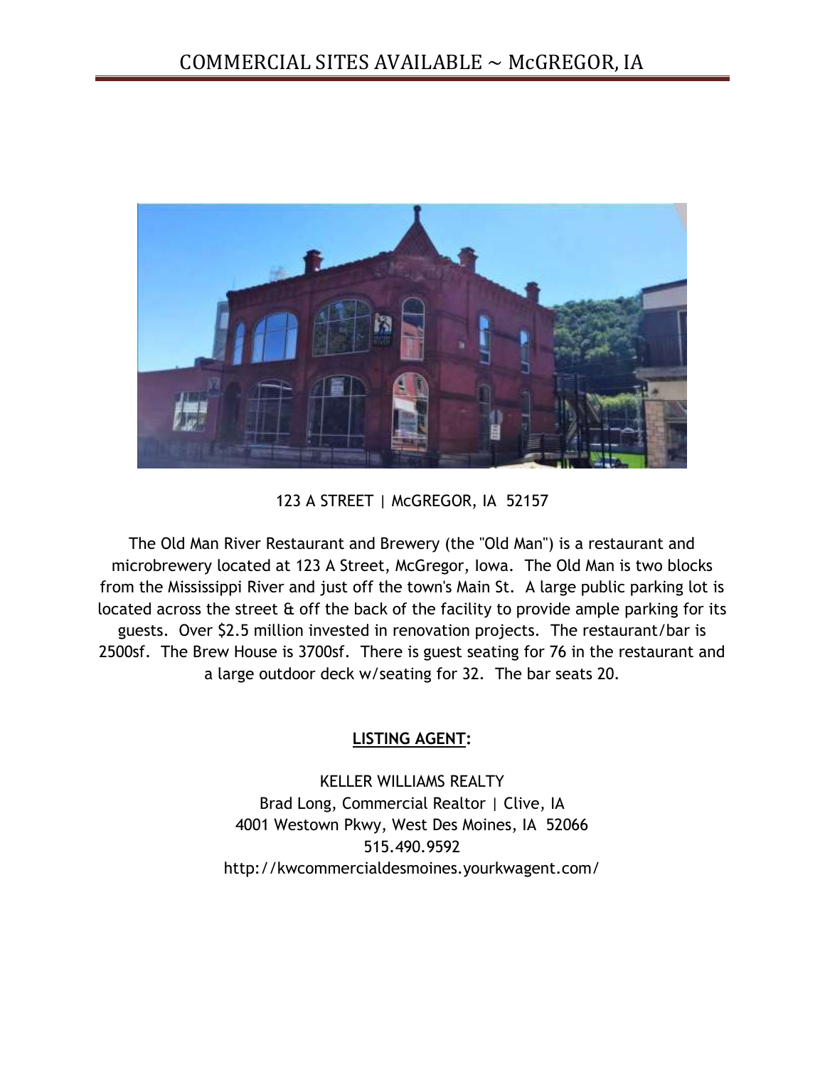# COMMERCIAL SITES AVAILABLE ~ McGREGOR, IA

123 A STREET | McGREGOR, IA 52157

The Old Man River Restaurant and Brewery (the "Old Man") is a restaurant and microbrewery located at 123 A Street, McGregor, Iowa. The Old Man is two blocks from the Mississippi River and just off the town's Main St. A large public parking lot is located across the street & off the back of the facility to provide ample parking for its guests. Over $2.5 million invested in renovation projects. The restaurant/bar is 2500sf. The Brew House is 3700sf. There is guest seating for 76 in the restaurant and a large outdoor deck w/seating for 32. The bar seats 20.

**LISTING AGENT:**

KELLER WILLIAMS REALTY
Brad Long, Commercial Realtor | Clive, IA
4001 Westown Pkwy, West Des Moines, IA 52066
515.490.9592
http://kwcommercialdesmoines.yourkwagent.com/